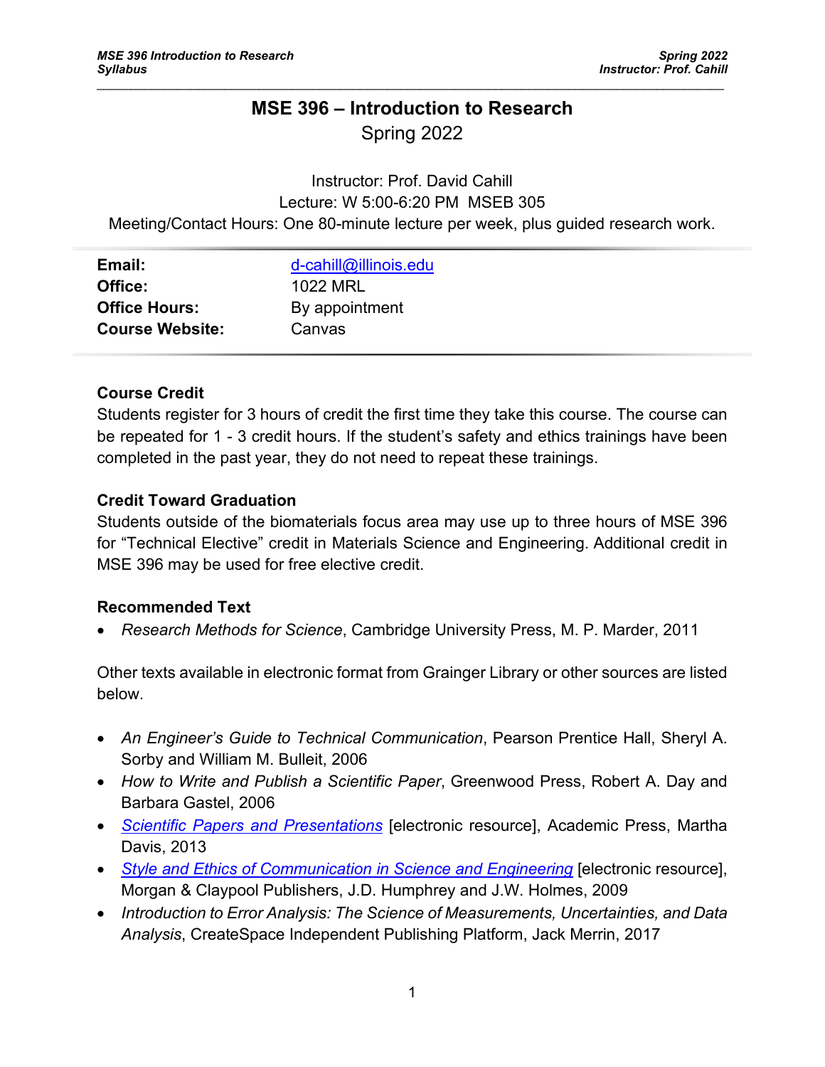# MSE 396 – Introduction to Research

Spring 2022

Instructor: Prof. David Cahill
Lecture: W 5:00-6:20 PM MSEB 305
Meeting/Contact Hours: One 80-minute lecture per week, plus guided research work.

| | |
|---|---|
| **Email:** | d-cahill@illinois.edu |
| **Office:** | 1022 MRL |
| **Office Hours:** | By appointment |
| **Course Website:** | Canvas |

### Course Credit

Students register for 3 hours of credit the first time they take this course. The course can be repeated for 1 - 3 credit hours. If the student's safety and ethics trainings have been completed in the past year, they do not need to repeat these trainings.

### Credit Toward Graduation

Students outside of the biomaterials focus area may use up to three hours of MSE 396 for "Technical Elective" credit in Materials Science and Engineering. Additional credit in MSE 396 may be used for free elective credit.

### Recommended Text

- *Research Methods for Science*, Cambridge University Press, M. P. Marder, 2011

Other texts available in electronic format from Grainger Library or other sources are listed below.

- *An Engineer's Guide to Technical Communication*, Pearson Prentice Hall, Sheryl A. Sorby and William M. Bulleit, 2006
- *How to Write and Publish a Scientific Paper*, Greenwood Press, Robert A. Day and Barbara Gastel, 2006
- *Scientific Papers and Presentations* [electronic resource], Academic Press, Martha Davis, 2013
- *Style and Ethics of Communication in Science and Engineering* [electronic resource], Morgan & Claypool Publishers, J.D. Humphrey and J.W. Holmes, 2009
- *Introduction to Error Analysis: The Science of Measurements, Uncertainties, and Data Analysis*, CreateSpace Independent Publishing Platform, Jack Merrin, 2017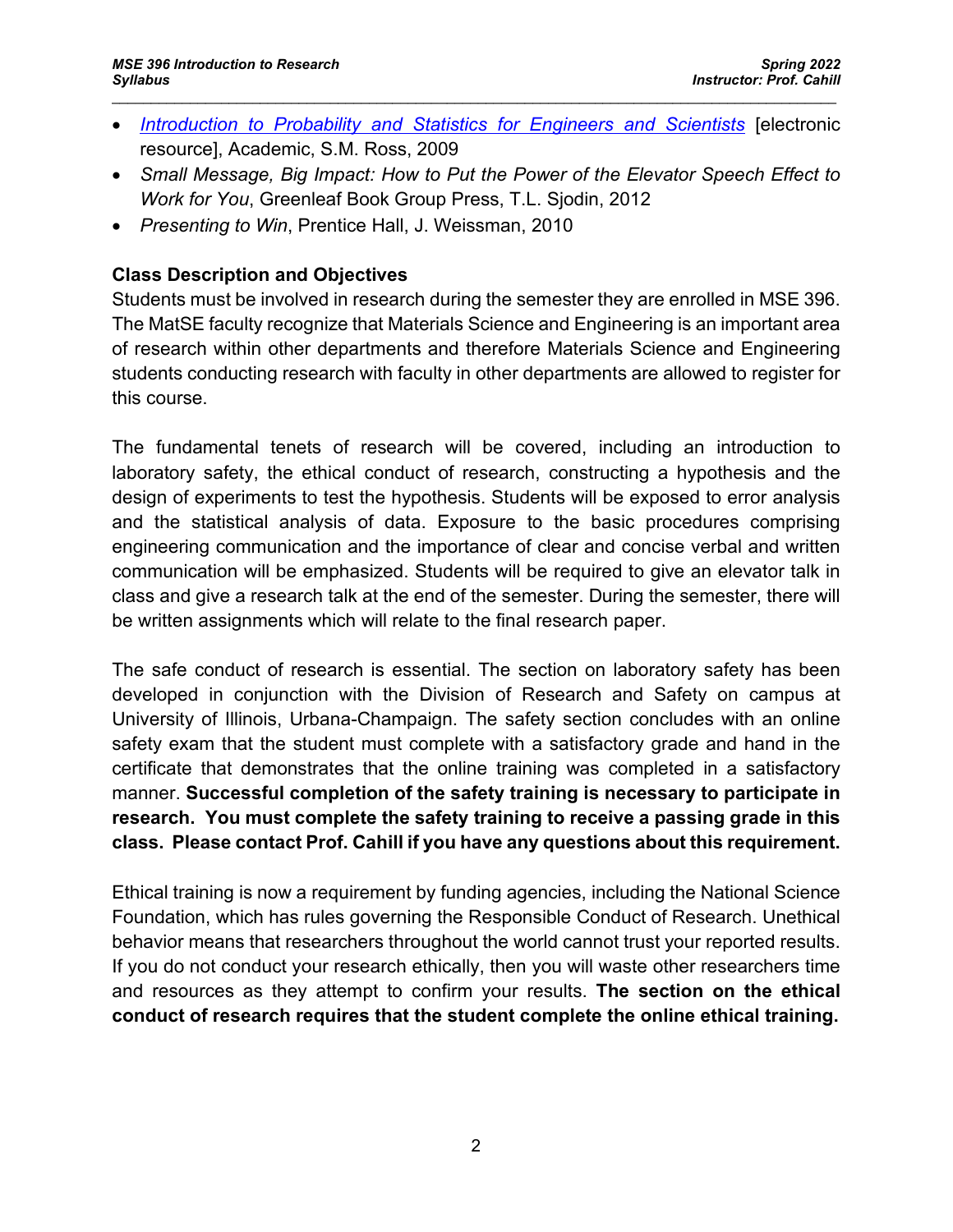- *Introduction to Probability and Statistics for Engineers and Scientists* [electronic resource], Academic, S.M. Ross, 2009
- *Small Message, Big Impact: How to Put the Power of the Elevator Speech Effect to Work for You*, Greenleaf Book Group Press, T.L. Sjodin, 2012
- *Presenting to Win*, Prentice Hall, J. Weissman, 2010

**Class Description and Objectives**

Students must be involved in research during the semester they are enrolled in MSE 396. The MatSE faculty recognize that Materials Science and Engineering is an important area of research within other departments and therefore Materials Science and Engineering students conducting research with faculty in other departments are allowed to register for this course.

The fundamental tenets of research will be covered, including an introduction to laboratory safety, the ethical conduct of research, constructing a hypothesis and the design of experiments to test the hypothesis. Students will be exposed to error analysis and the statistical analysis of data. Exposure to the basic procedures comprising engineering communication and the importance of clear and concise verbal and written communication will be emphasized. Students will be required to give an elevator talk in class and give a research talk at the end of the semester. During the semester, there will be written assignments which will relate to the final research paper.

The safe conduct of research is essential. The section on laboratory safety has been developed in conjunction with the Division of Research and Safety on campus at University of Illinois, Urbana-Champaign. The safety section concludes with an online safety exam that the student must complete with a satisfactory grade and hand in the certificate that demonstrates that the online training was completed in a satisfactory manner. **Successful completion of the safety training is necessary to participate in research. You must complete the safety training to receive a passing grade in this class. Please contact Prof. Cahill if you have any questions about this requirement.**

Ethical training is now a requirement by funding agencies, including the National Science Foundation, which has rules governing the Responsible Conduct of Research. Unethical behavior means that researchers throughout the world cannot trust your reported results. If you do not conduct your research ethically, then you will waste other researchers time and resources as they attempt to confirm your results. **The section on the ethical conduct of research requires that the student complete the online ethical training.**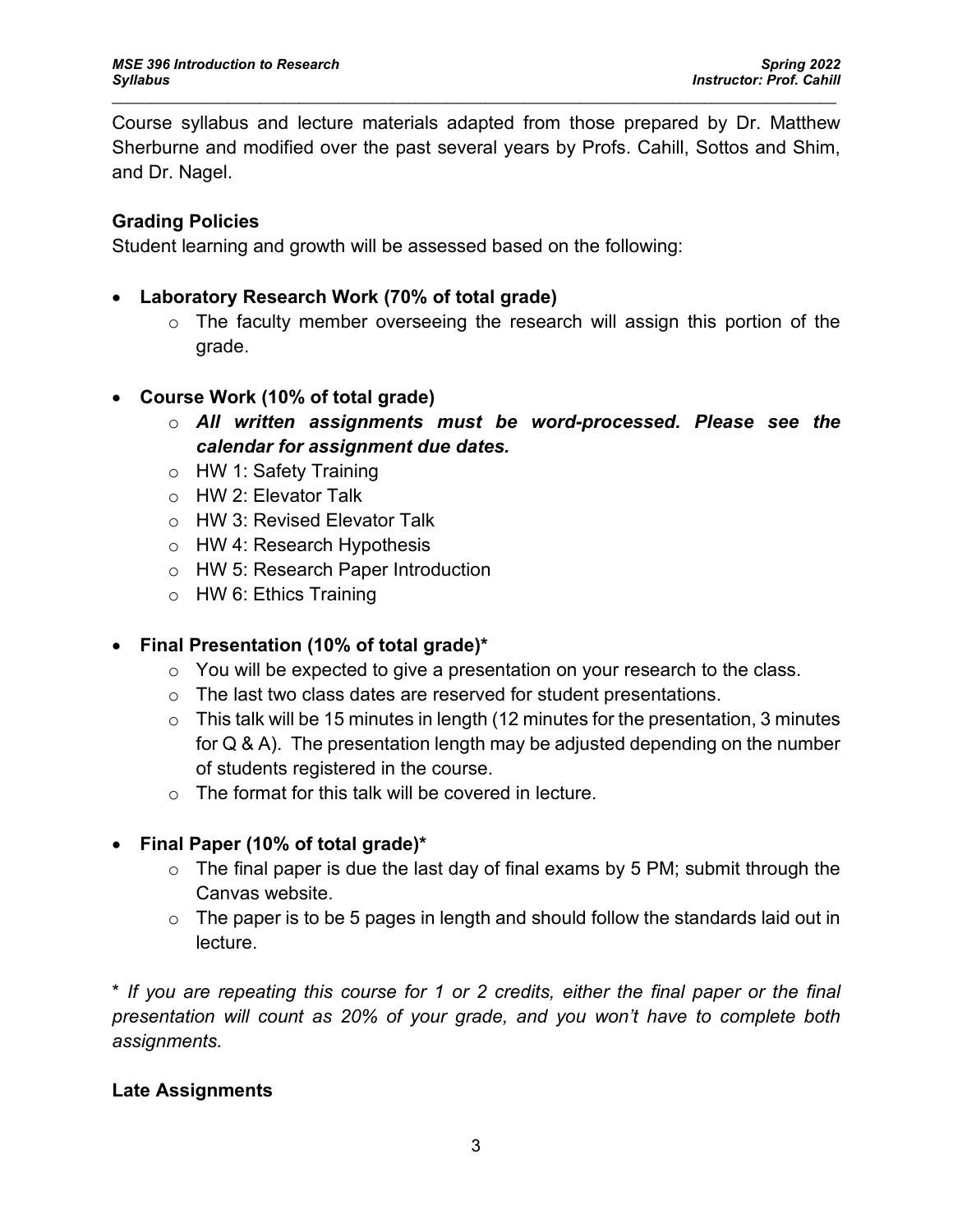Course syllabus and lecture materials adapted from those prepared by Dr. Matthew Sherburne and modified over the past several years by Profs. Cahill, Sottos and Shim, and Dr. Nagel.

### Grading Policies

Student learning and growth will be assessed based on the following:

- **Laboratory Research Work (70% of total grade)**
  - The faculty member overseeing the research will assign this portion of the grade.

- **Course Work (10% of total grade)**
  - ***All written assignments must be word-processed. Please see the calendar for assignment due dates.***
  - HW 1: Safety Training
  - HW 2: Elevator Talk
  - HW 3: Revised Elevator Talk
  - HW 4: Research Hypothesis
  - HW 5: Research Paper Introduction
  - HW 6: Ethics Training

- **Final Presentation (10% of total grade)***
  - You will be expected to give a presentation on your research to the class.
  - The last two class dates are reserved for student presentations.
  - This talk will be 15 minutes in length (12 minutes for the presentation, 3 minutes for Q & A). The presentation length may be adjusted depending on the number of students registered in the course.
  - The format for this talk will be covered in lecture.

- **Final Paper (10% of total grade)***
  - The final paper is due the last day of final exams by 5 PM; submit through the Canvas website.
  - The paper is to be 5 pages in length and should follow the standards laid out in lecture.

*\* If you are repeating this course for 1 or 2 credits, either the final paper or the final presentation will count as 20% of your grade, and you won't have to complete both assignments.*

### Late Assignments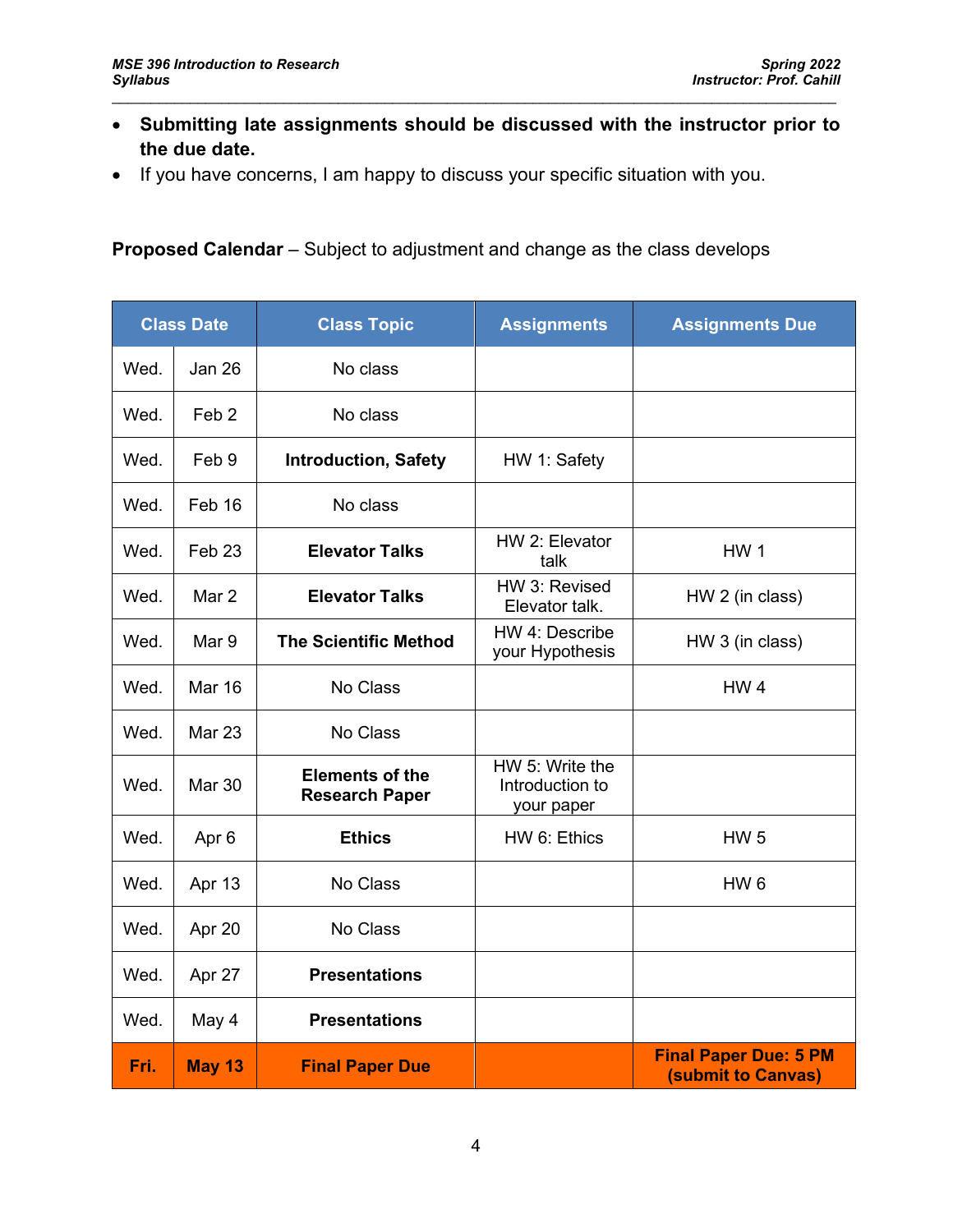- **Submitting late assignments should be discussed with the instructor prior to the due date.**
- If you have concerns, I am happy to discuss your specific situation with you.

**Proposed Calendar** – Subject to adjustment and change as the class develops

| Class Date | | Class Topic | Assignments | Assignments Due |
|---|---|---|---|---|
| Wed. | Jan 26 | No class | | |
| Wed. | Feb 2 | No class | | |
| Wed. | Feb 9 | **Introduction, Safety** | HW 1: Safety | |
| Wed. | Feb 16 | No class | | |
| Wed. | Feb 23 | **Elevator Talks** | HW 2: Elevator talk | HW 1 |
| Wed. | Mar 2 | **Elevator Talks** | HW 3: Revised Elevator talk. | HW 2 (in class) |
| Wed. | Mar 9 | **The Scientific Method** | HW 4: Describe your Hypothesis | HW 3 (in class) |
| Wed. | Mar 16 | No Class | | HW 4 |
| Wed. | Mar 23 | No Class | | |
| Wed. | Mar 30 | **Elements of the Research Paper** | HW 5: Write the Introduction to your paper | |
| Wed. | Apr 6 | **Ethics** | HW 6: Ethics | HW 5 |
| Wed. | Apr 13 | No Class | | HW 6 |
| Wed. | Apr 20 | No Class | | |
| Wed. | Apr 27 | **Presentations** | | |
| Wed. | May 4 | **Presentations** | | |
| **Fri.** | **May 13** | **Final Paper Due** | | **Final Paper Due: 5 PM (submit to Canvas)** |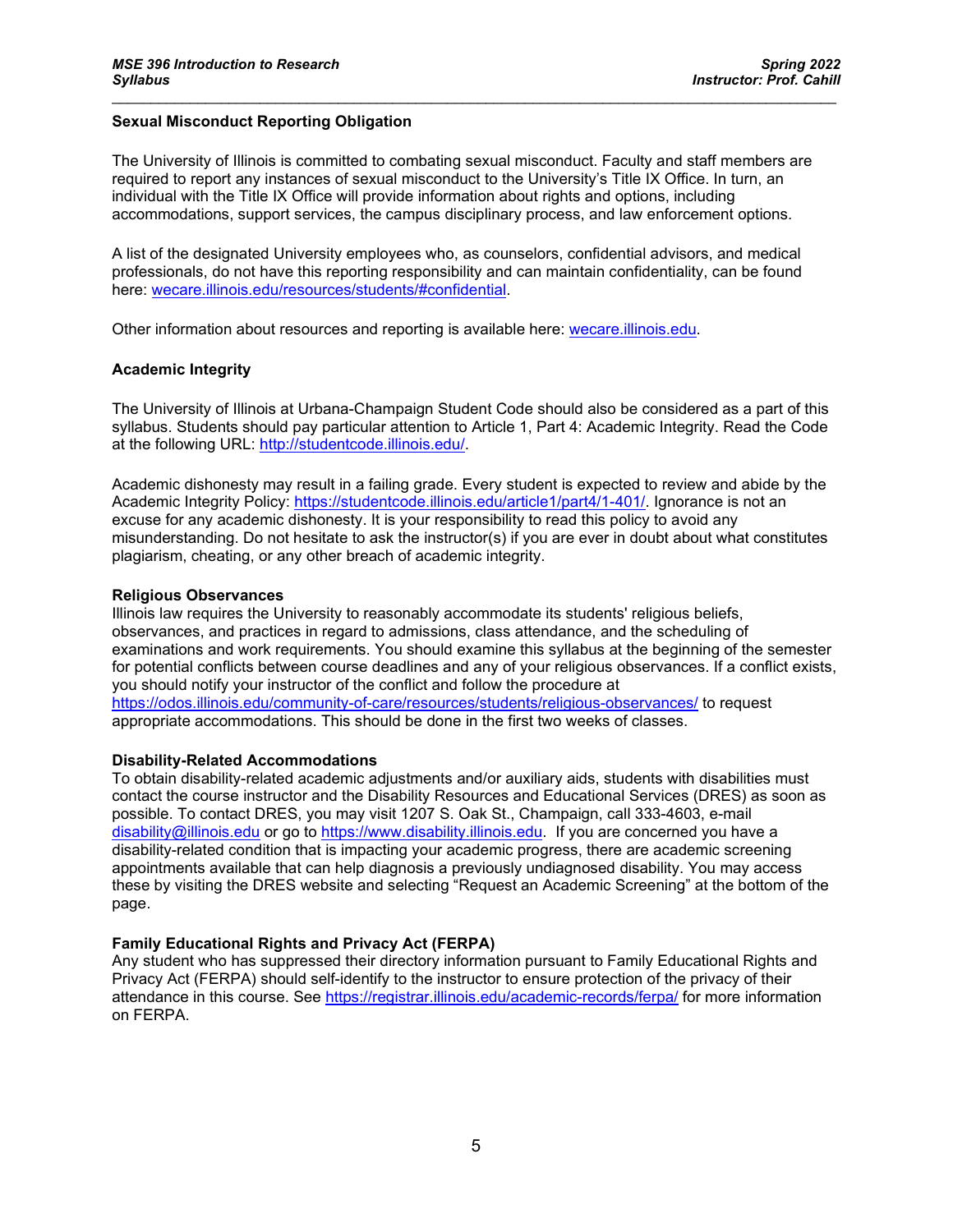## Sexual Misconduct Reporting Obligation

The University of Illinois is committed to combating sexual misconduct. Faculty and staff members are required to report any instances of sexual misconduct to the University's Title IX Office. In turn, an individual with the Title IX Office will provide information about rights and options, including accommodations, support services, the campus disciplinary process, and law enforcement options.

A list of the designated University employees who, as counselors, confidential advisors, and medical professionals, do not have this reporting responsibility and can maintain confidentiality, can be found here: [wecare.illinois.edu/resources/students/#confidential](wecare.illinois.edu/resources/students/#confidential).

Other information about resources and reporting is available here: [wecare.illinois.edu](wecare.illinois.edu).

## Academic Integrity

The University of Illinois at Urbana-Champaign Student Code should also be considered as a part of this syllabus. Students should pay particular attention to Article 1, Part 4: Academic Integrity. Read the Code at the following URL: [http://studentcode.illinois.edu/](http://studentcode.illinois.edu/).

Academic dishonesty may result in a failing grade. Every student is expected to review and abide by the Academic Integrity Policy: [https://studentcode.illinois.edu/article1/part4/1-401/](https://studentcode.illinois.edu/article1/part4/1-401/). Ignorance is not an excuse for any academic dishonesty. It is your responsibility to read this policy to avoid any misunderstanding. Do not hesitate to ask the instructor(s) if you are ever in doubt about what constitutes plagiarism, cheating, or any other breach of academic integrity.

## Religious Observances

Illinois law requires the University to reasonably accommodate its students' religious beliefs, observances, and practices in regard to admissions, class attendance, and the scheduling of examinations and work requirements. You should examine this syllabus at the beginning of the semester for potential conflicts between course deadlines and any of your religious observances. If a conflict exists, you should notify your instructor of the conflict and follow the procedure at [https://odos.illinois.edu/community-of-care/resources/students/religious-observances/](https://odos.illinois.edu/community-of-care/resources/students/religious-observances/) to request appropriate accommodations. This should be done in the first two weeks of classes.

## Disability-Related Accommodations

To obtain disability-related academic adjustments and/or auxiliary aids, students with disabilities must contact the course instructor and the Disability Resources and Educational Services (DRES) as soon as possible. To contact DRES, you may visit 1207 S. Oak St., Champaign, call 333-4603, e-mail [disability@illinois.edu](mailto:disability@illinois.edu) or go to [https://www.disability.illinois.edu](https://www.disability.illinois.edu). If you are concerned you have a disability-related condition that is impacting your academic progress, there are academic screening appointments available that can help diagnosis a previously undiagnosed disability. You may access these by visiting the DRES website and selecting "Request an Academic Screening" at the bottom of the page.

## Family Educational Rights and Privacy Act (FERPA)

Any student who has suppressed their directory information pursuant to Family Educational Rights and Privacy Act (FERPA) should self-identify to the instructor to ensure protection of the privacy of their attendance in this course. See [https://registrar.illinois.edu/academic-records/ferpa/](https://registrar.illinois.edu/academic-records/ferpa/) for more information on FERPA.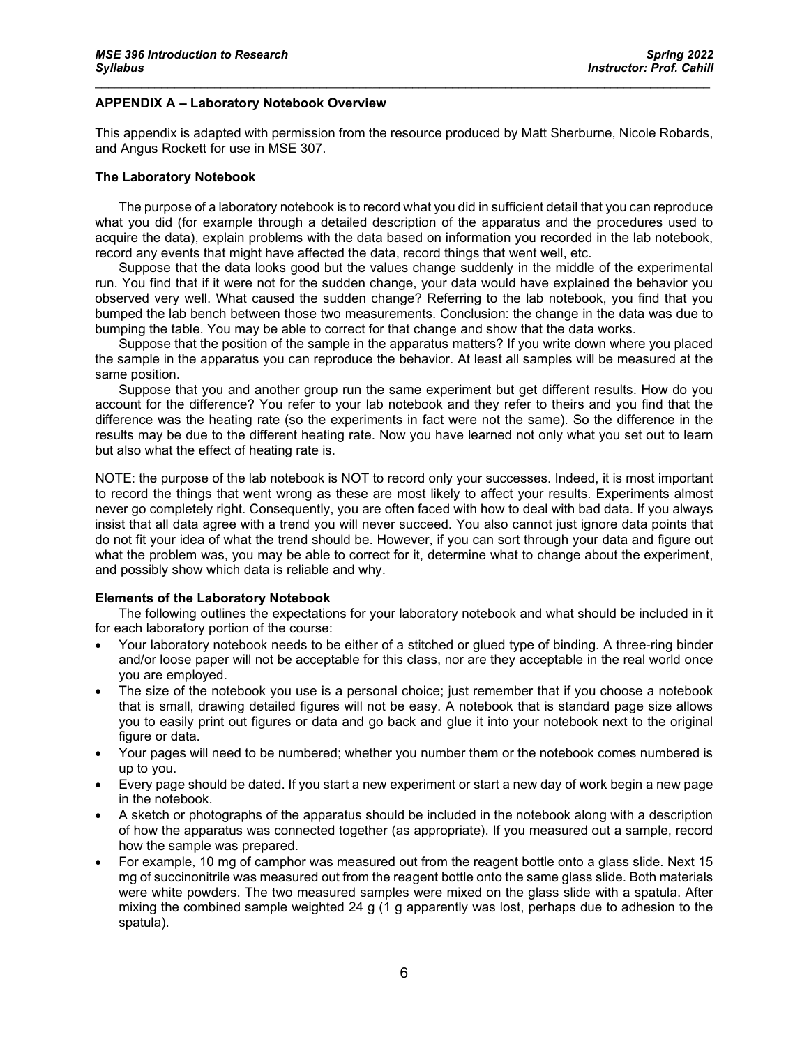## APPENDIX A – Laboratory Notebook Overview

This appendix is adapted with permission from the resource produced by Matt Sherburne, Nicole Robards, and Angus Rockett for use in MSE 307.

### The Laboratory Notebook

The purpose of a laboratory notebook is to record what you did in sufficient detail that you can reproduce what you did (for example through a detailed description of the apparatus and the procedures used to acquire the data), explain problems with the data based on information you recorded in the lab notebook, record any events that might have affected the data, record things that went well, etc.

Suppose that the data looks good but the values change suddenly in the middle of the experimental run. You find that if it were not for the sudden change, your data would have explained the behavior you observed very well. What caused the sudden change? Referring to the lab notebook, you find that you bumped the lab bench between those two measurements. Conclusion: the change in the data was due to bumping the table. You may be able to correct for that change and show that the data works.

Suppose that the position of the sample in the apparatus matters? If you write down where you placed the sample in the apparatus you can reproduce the behavior. At least all samples will be measured at the same position.

Suppose that you and another group run the same experiment but get different results. How do you account for the difference? You refer to your lab notebook and they refer to theirs and you find that the difference was the heating rate (so the experiments in fact were not the same). So the difference in the results may be due to the different heating rate. Now you have learned not only what you set out to learn but also what the effect of heating rate is.

NOTE: the purpose of the lab notebook is NOT to record only your successes. Indeed, it is most important to record the things that went wrong as these are most likely to affect your results. Experiments almost never go completely right. Consequently, you are often faced with how to deal with bad data. If you always insist that all data agree with a trend you will never succeed. You also cannot just ignore data points that do not fit your idea of what the trend should be. However, if you can sort through your data and figure out what the problem was, you may be able to correct for it, determine what to change about the experiment, and possibly show which data is reliable and why.

### Elements of the Laboratory Notebook

The following outlines the expectations for your laboratory notebook and what should be included in it for each laboratory portion of the course:

- Your laboratory notebook needs to be either of a stitched or glued type of binding. A three-ring binder and/or loose paper will not be acceptable for this class, nor are they acceptable in the real world once you are employed.
- The size of the notebook you use is a personal choice; just remember that if you choose a notebook that is small, drawing detailed figures will not be easy. A notebook that is standard page size allows you to easily print out figures or data and go back and glue it into your notebook next to the original figure or data.
- Your pages will need to be numbered; whether you number them or the notebook comes numbered is up to you.
- Every page should be dated. If you start a new experiment or start a new day of work begin a new page in the notebook.
- A sketch or photographs of the apparatus should be included in the notebook along with a description of how the apparatus was connected together (as appropriate). If you measured out a sample, record how the sample was prepared.
- For example, 10 mg of camphor was measured out from the reagent bottle onto a glass slide. Next 15 mg of succinonitrile was measured out from the reagent bottle onto the same glass slide. Both materials were white powders. The two measured samples were mixed on the glass slide with a spatula. After mixing the combined sample weighted 24 g (1 g apparently was lost, perhaps due to adhesion to the spatula).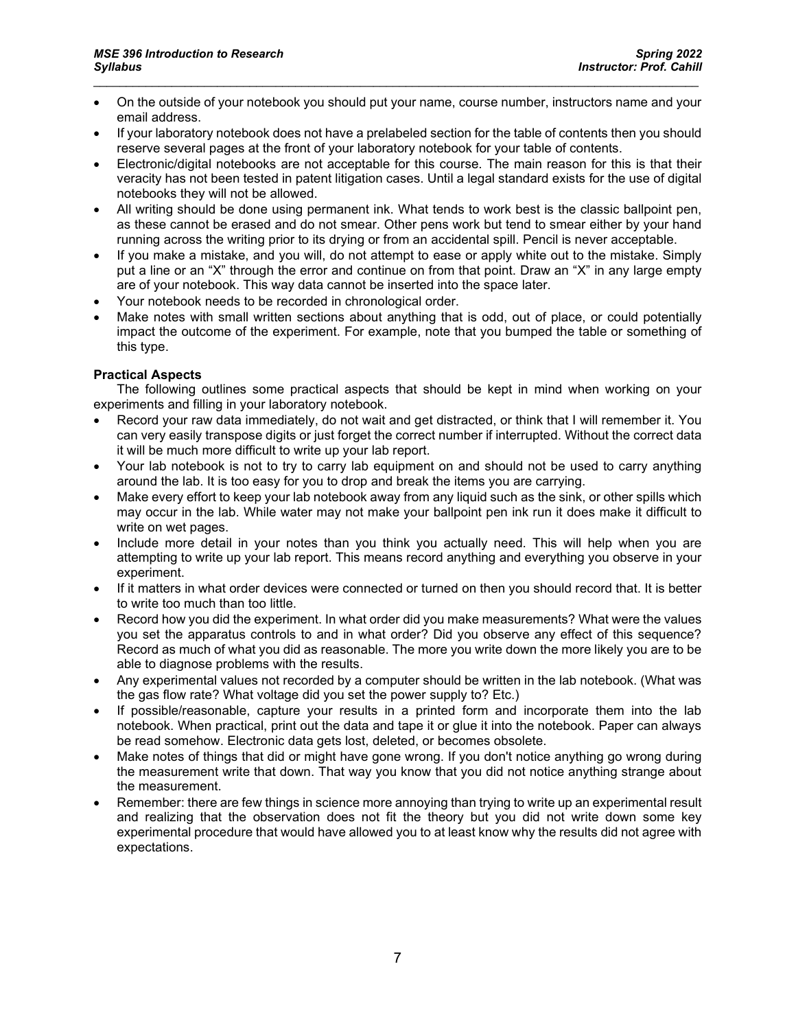- On the outside of your notebook you should put your name, course number, instructors name and your email address.
- If your laboratory notebook does not have a prelabeled section for the table of contents then you should reserve several pages at the front of your laboratory notebook for your table of contents.
- Electronic/digital notebooks are not acceptable for this course. The main reason for this is that their veracity has not been tested in patent litigation cases. Until a legal standard exists for the use of digital notebooks they will not be allowed.
- All writing should be done using permanent ink. What tends to work best is the classic ballpoint pen, as these cannot be erased and do not smear. Other pens work but tend to smear either by your hand running across the writing prior to its drying or from an accidental spill. Pencil is never acceptable.
- If you make a mistake, and you will, do not attempt to ease or apply white out to the mistake. Simply put a line or an "X" through the error and continue on from that point. Draw an "X" in any large empty are of your notebook. This way data cannot be inserted into the space later.
- Your notebook needs to be recorded in chronological order.
- Make notes with small written sections about anything that is odd, out of place, or could potentially impact the outcome of the experiment. For example, note that you bumped the table or something of this type.

**Practical Aspects**

The following outlines some practical aspects that should be kept in mind when working on your experiments and filling in your laboratory notebook.

- Record your raw data immediately, do not wait and get distracted, or think that I will remember it. You can very easily transpose digits or just forget the correct number if interrupted. Without the correct data it will be much more difficult to write up your lab report.
- Your lab notebook is not to try to carry lab equipment on and should not be used to carry anything around the lab. It is too easy for you to drop and break the items you are carrying.
- Make every effort to keep your lab notebook away from any liquid such as the sink, or other spills which may occur in the lab. While water may not make your ballpoint pen ink run it does make it difficult to write on wet pages.
- Include more detail in your notes than you think you actually need. This will help when you are attempting to write up your lab report. This means record anything and everything you observe in your experiment.
- If it matters in what order devices were connected or turned on then you should record that. It is better to write too much than too little.
- Record how you did the experiment. In what order did you make measurements? What were the values you set the apparatus controls to and in what order? Did you observe any effect of this sequence? Record as much of what you did as reasonable. The more you write down the more likely you are to be able to diagnose problems with the results.
- Any experimental values not recorded by a computer should be written in the lab notebook. (What was the gas flow rate? What voltage did you set the power supply to? Etc.)
- If possible/reasonable, capture your results in a printed form and incorporate them into the lab notebook. When practical, print out the data and tape it or glue it into the notebook. Paper can always be read somehow. Electronic data gets lost, deleted, or becomes obsolete.
- Make notes of things that did or might have gone wrong. If you don't notice anything go wrong during the measurement write that down. That way you know that you did not notice anything strange about the measurement.
- Remember: there are few things in science more annoying than trying to write up an experimental result and realizing that the observation does not fit the theory but you did not write down some key experimental procedure that would have allowed you to at least know why the results did not agree with expectations.